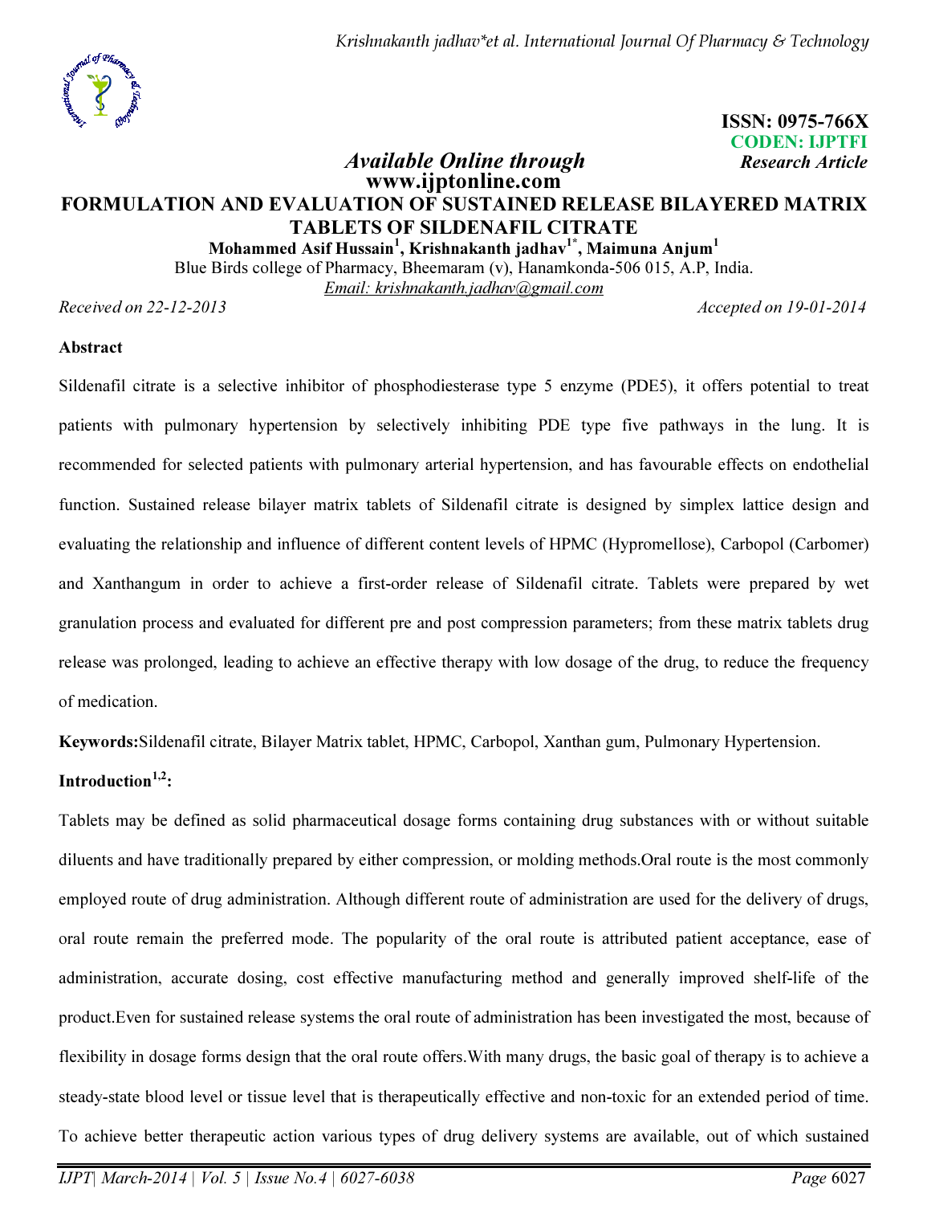ISSN: 0975-766X
CODEN: IJPTFI
*Research Article*

*Available Online through*
**www.ijptonline.com**

# FORMULATION AND EVALUATION OF SUSTAINED RELEASE BILAYERED MATRIX TABLETS OF SILDENAFIL CITRATE

**Mohammed Asif Hussain[1], Krishnakanth jadhav[1*], Maimuna Anjum[1]**

Blue Birds college of Pharmacy, Bheemaram (v), Hanamkonda-506 015, A.P, India.

Email: krishnakanth.jadhav@gmail.com

*Received on 22-12-2013* *Accepted on 19-01-2014*

## Abstract

Sildenafil citrate is a selective inhibitor of phosphodiesterase type 5 enzyme (PDE5), it offers potential to treat patients with pulmonary hypertension by selectively inhibiting PDE type five pathways in the lung. It is recommended for selected patients with pulmonary arterial hypertension, and has favourable effects on endothelial function. Sustained release bilayer matrix tablets of Sildenafil citrate is designed by simplex lattice design and evaluating the relationship and influence of different content levels of HPMC (Hypromellose), Carbopol (Carbomer) and Xanthangum in order to achieve a first-order release of Sildenafil citrate. Tablets were prepared by wet granulation process and evaluated for different pre and post compression parameters; from these matrix tablets drug release was prolonged, leading to achieve an effective therapy with low dosage of the drug, to reduce the frequency of medication.

**Keywords:**Sildenafil citrate, Bilayer Matrix tablet, HPMC, Carbopol, Xanthan gum, Pulmonary Hypertension.

## Introduction[1,2]:

Tablets may be defined as solid pharmaceutical dosage forms containing drug substances with or without suitable diluents and have traditionally prepared by either compression, or molding methods.Oral route is the most commonly employed route of drug administration. Although different route of administration are used for the delivery of drugs, oral route remain the preferred mode. The popularity of the oral route is attributed patient acceptance, ease of administration, accurate dosing, cost effective manufacturing method and generally improved shelf-life of the product.Even for sustained release systems the oral route of administration has been investigated the most, because of flexibility in dosage forms design that the oral route offers.With many drugs, the basic goal of therapy is to achieve a steady-state blood level or tissue level that is therapeutically effective and non-toxic for an extended period of time. To achieve better therapeutic action various types of drug delivery systems are available, out of which sustained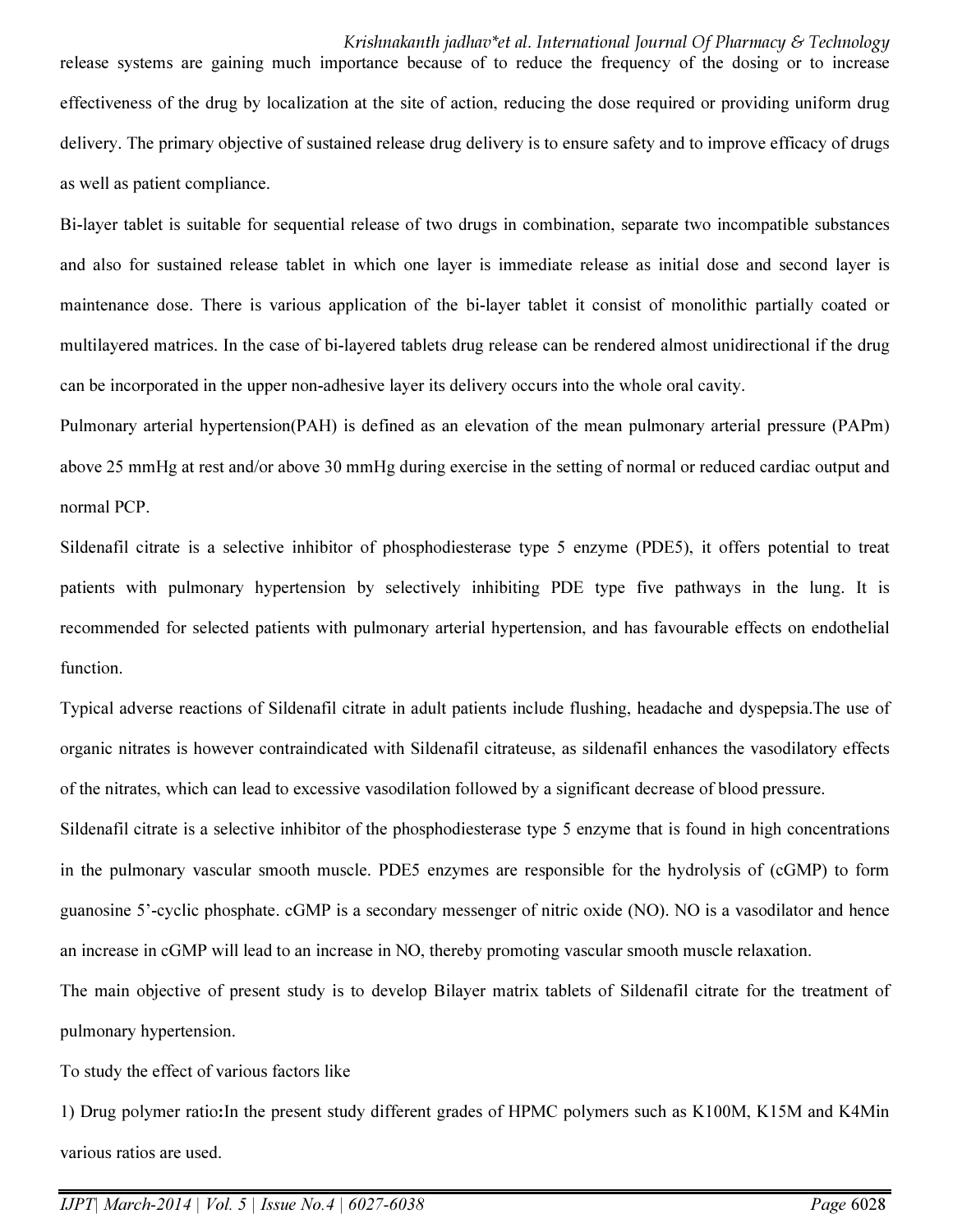release systems are gaining much importance because of to reduce the frequency of the dosing or to increase effectiveness of the drug by localization at the site of action, reducing the dose required or providing uniform drug delivery. The primary objective of sustained release drug delivery is to ensure safety and to improve efficacy of drugs as well as patient compliance.

Bi-layer tablet is suitable for sequential release of two drugs in combination, separate two incompatible substances and also for sustained release tablet in which one layer is immediate release as initial dose and second layer is maintenance dose. There is various application of the bi-layer tablet it consist of monolithic partially coated or multilayered matrices. In the case of bi-layered tablets drug release can be rendered almost unidirectional if the drug can be incorporated in the upper non-adhesive layer its delivery occurs into the whole oral cavity.

Pulmonary arterial hypertension(PAH) is defined as an elevation of the mean pulmonary arterial pressure (PAPm) above 25 mmHg at rest and/or above 30 mmHg during exercise in the setting of normal or reduced cardiac output and normal PCP.

Sildenafil citrate is a selective inhibitor of phosphodiesterase type 5 enzyme (PDE5), it offers potential to treat patients with pulmonary hypertension by selectively inhibiting PDE type five pathways in the lung. It is recommended for selected patients with pulmonary arterial hypertension, and has favourable effects on endothelial function.

Typical adverse reactions of Sildenafil citrate in adult patients include flushing, headache and dyspepsia.The use of organic nitrates is however contraindicated with Sildenafil citrateuse, as sildenafil enhances the vasodilatory effects of the nitrates, which can lead to excessive vasodilation followed by a significant decrease of blood pressure.

Sildenafil citrate is a selective inhibitor of the phosphodiesterase type 5 enzyme that is found in high concentrations in the pulmonary vascular smooth muscle. PDE5 enzymes are responsible for the hydrolysis of (cGMP) to form guanosine 5'-cyclic phosphate. cGMP is a secondary messenger of nitric oxide (NO). NO is a vasodilator and hence an increase in cGMP will lead to an increase in NO, thereby promoting vascular smooth muscle relaxation.

The main objective of present study is to develop Bilayer matrix tablets of Sildenafil citrate for the treatment of pulmonary hypertension.

To study the effect of various factors like

1) Drug polymer ratio**:**In the present study different grades of HPMC polymers such as K100M, K15M and K4Min various ratios are used.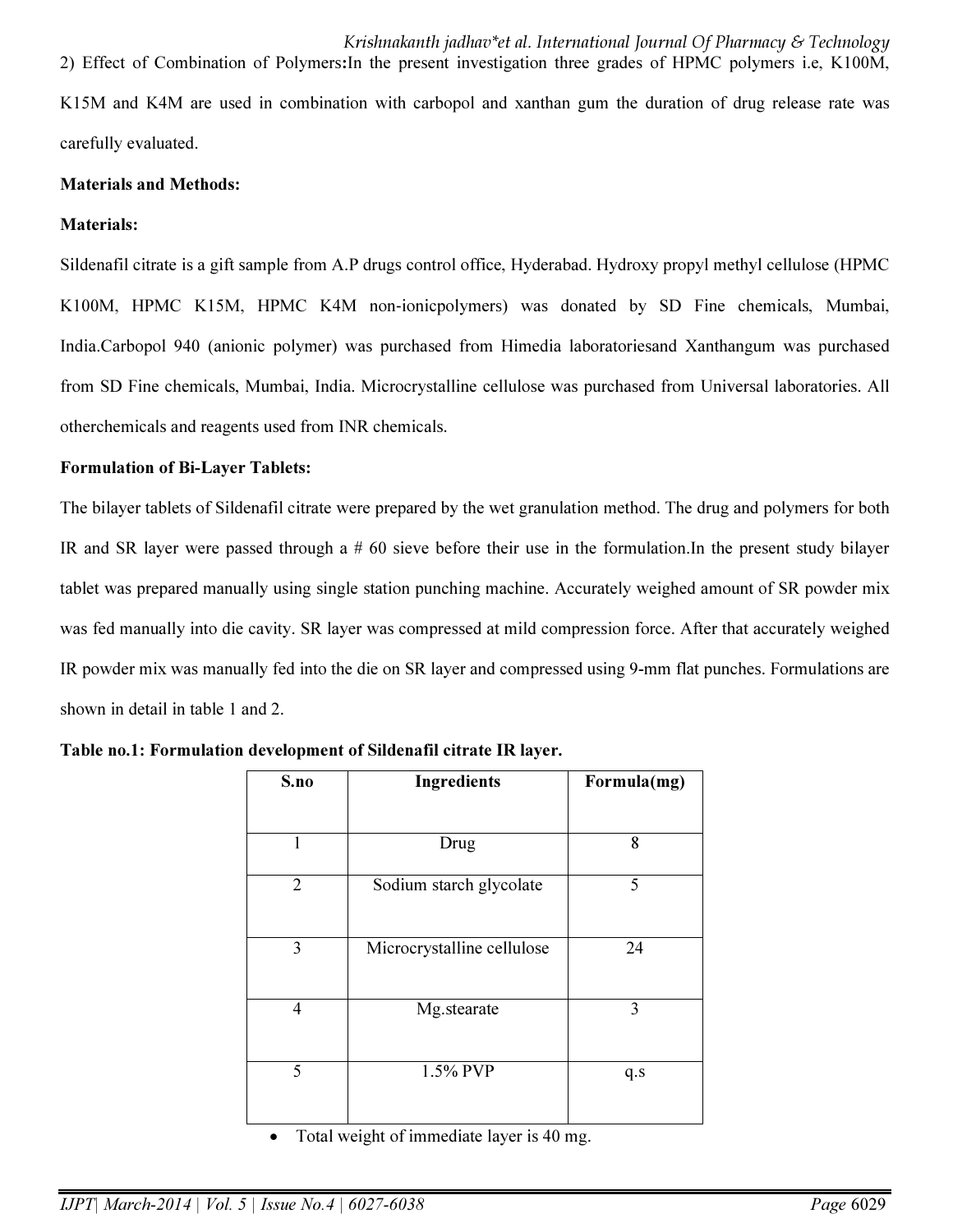2) Effect of Combination of Polymers**:**In the present investigation three grades of HPMC polymers i.e, K100M, K15M and K4M are used in combination with carbopol and xanthan gum the duration of drug release rate was carefully evaluated.

**Materials and Methods:**

**Materials:**

Sildenafil citrate is a gift sample from A.P drugs control office, Hyderabad. Hydroxy propyl methyl cellulose (HPMC K100M, HPMC K15M, HPMC K4M non-ionicpolymers) was donated by SD Fine chemicals, Mumbai, India.Carbopol 940 (anionic polymer) was purchased from Himedia laboratoriesand Xanthangum was purchased from SD Fine chemicals, Mumbai, India. Microcrystalline cellulose was purchased from Universal laboratories. All otherchemicals and reagents used from INR chemicals.

**Formulation of Bi-Layer Tablets:**

The bilayer tablets of Sildenafil citrate were prepared by the wet granulation method. The drug and polymers for both IR and SR layer were passed through a # 60 sieve before their use in the formulation.In the present study bilayer tablet was prepared manually using single station punching machine. Accurately weighed amount of SR powder mix was fed manually into die cavity. SR layer was compressed at mild compression force. After that accurately weighed IR powder mix was manually fed into the die on SR layer and compressed using 9-mm flat punches. Formulations are shown in detail in table 1 and 2.

**Table no.1: Formulation development of Sildenafil citrate IR layer.**

| S.no | Ingredients | Formula(mg) |
|---|---|---|
| 1 | Drug | 8 |
| 2 | Sodium starch glycolate | 5 |
| 3 | Microcrystalline cellulose | 24 |
| 4 | Mg.stearate | 3 |
| 5 | 1.5% PVP | q.s |

- Total weight of immediate layer is 40 mg.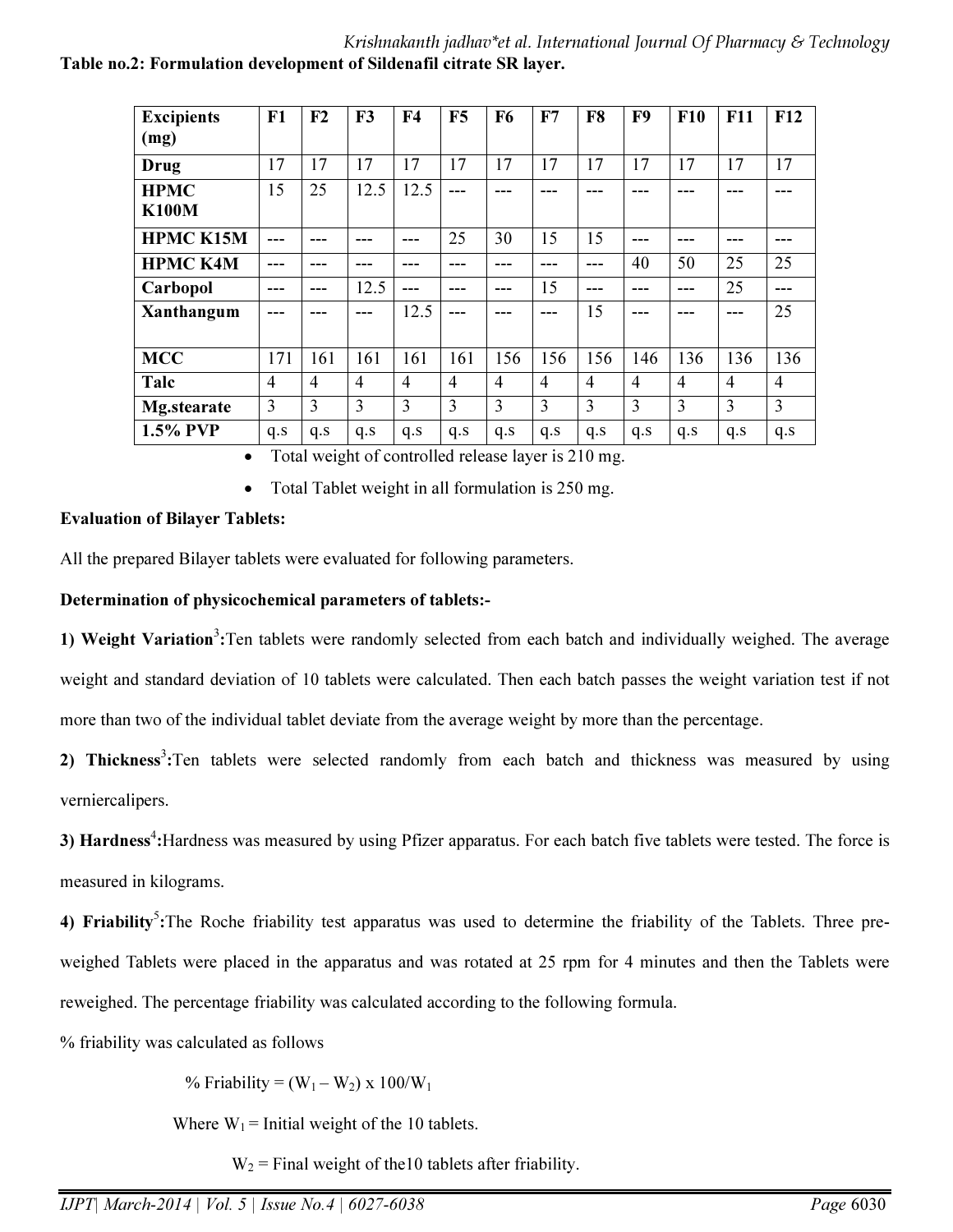**Table no.2: Formulation development of Sildenafil citrate SR layer.**

| Excipients (mg) | F1 | F2 | F3 | F4 | F5 | F6 | F7 | F8 | F9 | F10 | F11 | F12 |
|---|---|---|---|---|---|---|---|---|---|---|---|---|
| Drug | 17 | 17 | 17 | 17 | 17 | 17 | 17 | 17 | 17 | 17 | 17 | 17 |
| HPMC K100M | 15 | 25 | 12.5 | 12.5 | --- | --- | --- | --- | --- | --- | --- | --- |
| HPMC K15M | --- | --- | --- | --- | 25 | 30 | 15 | 15 | --- | --- | --- | --- |
| HPMC K4M | --- | --- | --- | --- | --- | --- | --- | --- | 40 | 50 | 25 | 25 |
| Carbopol | --- | --- | 12.5 | --- | --- | --- | 15 | --- | --- | --- | 25 | --- |
| Xanthangum | --- | --- | --- | 12.5 | --- | --- | --- | 15 | --- | --- | --- | 25 |
| MCC | 171 | 161 | 161 | 161 | 161 | 156 | 156 | 156 | 146 | 136 | 136 | 136 |
| Talc | 4 | 4 | 4 | 4 | 4 | 4 | 4 | 4 | 4 | 4 | 4 | 4 |
| Mg.stearate | 3 | 3 | 3 | 3 | 3 | 3 | 3 | 3 | 3 | 3 | 3 | 3 |
| 1.5% PVP | q.s | q.s | q.s | q.s | q.s | q.s | q.s | q.s | q.s | q.s | q.s | q.s |

- Total weight of controlled release layer is 210 mg.
- Total Tablet weight in all formulation is 250 mg.

**Evaluation of Bilayer Tablets:**

All the prepared Bilayer tablets were evaluated for following parameters.

**Determination of physicochemical parameters of tablets:-**

**1) Weight Variation[3]:**Ten tablets were randomly selected from each batch and individually weighed. The average weight and standard deviation of 10 tablets were calculated. Then each batch passes the weight variation test if not more than two of the individual tablet deviate from the average weight by more than the percentage.

**2) Thickness[3]:**Ten tablets were selected randomly from each batch and thickness was measured by using verniercalipers.

**3) Hardness[4]:**Hardness was measured by using Pfizer apparatus. For each batch five tablets were tested. The force is measured in kilograms.

**4) Friability[5]:**The Roche friability test apparatus was used to determine the friability of the Tablets. Three pre-weighed Tablets were placed in the apparatus and was rotated at 25 rpm for 4 minutes and then the Tablets were reweighed. The percentage friability was calculated according to the following formula.

% friability was calculated as follows

$$\% \text{ Friability} = (W_1 - W_2) \times 100/W_1$$

Where $W_1$ = Initial weight of the 10 tablets.

$W_2$ = Final weight of the10 tablets after friability.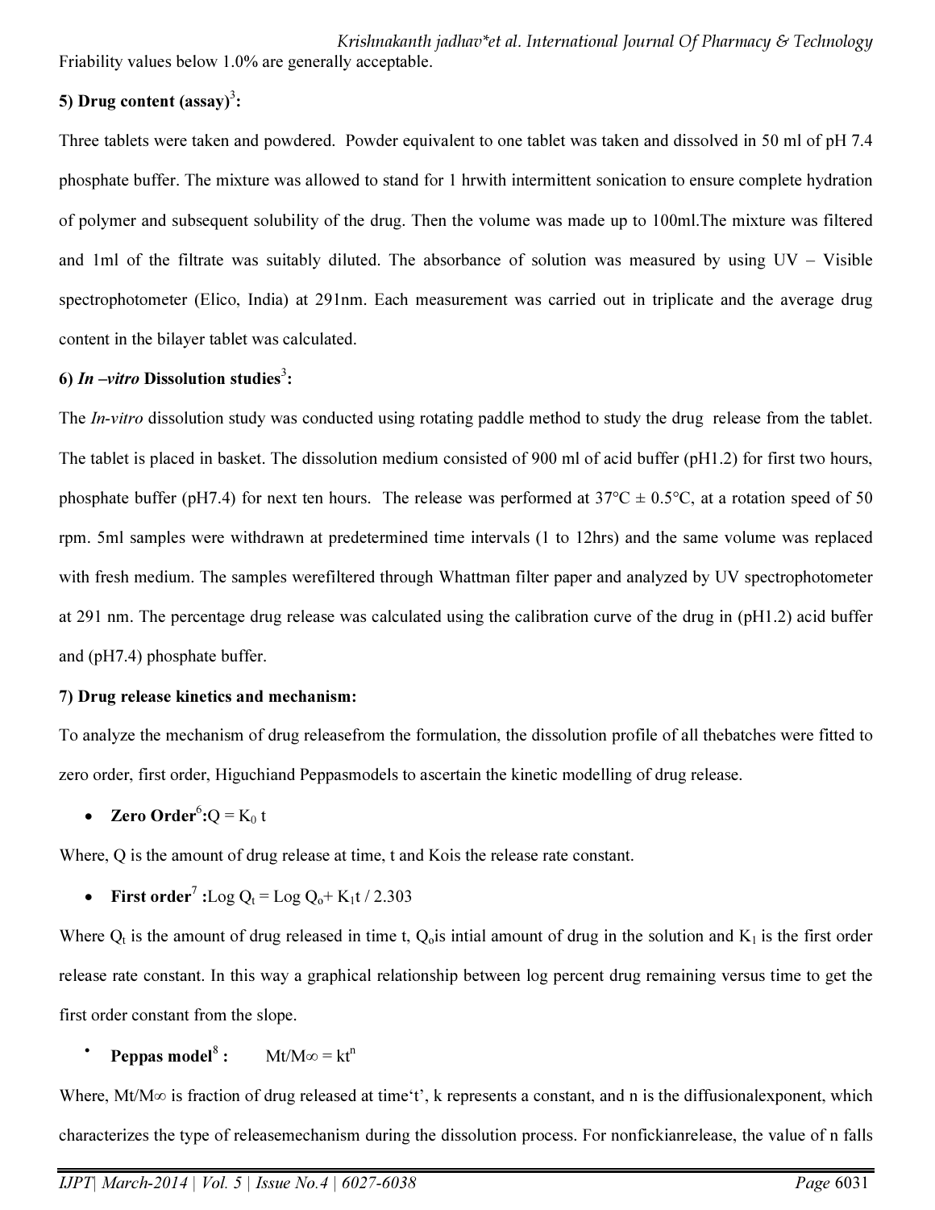Friability values below 1.0% are generally acceptable.

**5) Drug content (assay)[3]:**

Three tablets were taken and powdered. Powder equivalent to one tablet was taken and dissolved in 50 ml of pH 7.4 phosphate buffer. The mixture was allowed to stand for 1 hrwith intermittent sonication to ensure complete hydration of polymer and subsequent solubility of the drug. Then the volume was made up to 100ml.The mixture was filtered and 1ml of the filtrate was suitably diluted. The absorbance of solution was measured by using UV – Visible spectrophotometer (Elico, India) at 291nm. Each measurement was carried out in triplicate and the average drug content in the bilayer tablet was calculated.

**6) *In –vitro* Dissolution studies[3]:**

The *In-vitro* dissolution study was conducted using rotating paddle method to study the drug release from the tablet. The tablet is placed in basket. The dissolution medium consisted of 900 ml of acid buffer (pH1.2) for first two hours, phosphate buffer (pH7.4) for next ten hours. The release was performed at 37°C ± 0.5°C, at a rotation speed of 50 rpm. 5ml samples were withdrawn at predetermined time intervals (1 to 12hrs) and the same volume was replaced with fresh medium. The samples werefiltered through Whattman filter paper and analyzed by UV spectrophotometer at 291 nm. The percentage drug release was calculated using the calibration curve of the drug in (pH1.2) acid buffer and (pH7.4) phosphate buffer.

**7) Drug release kinetics and mechanism:**

To analyze the mechanism of drug releasefrom the formulation, the dissolution profile of all thebatches were fitted to zero order, first order, Higuchiand Peppasmodels to ascertain the kinetic modelling of drug release.

- **Zero Order[6]:** $Q = K_0 t$

Where, Q is the amount of drug release at time, t and Kois the release rate constant.

- **First order[7] :** $\text{Log } Q_t = \text{Log } Q_o + K_1 t / 2.303$

Where $Q_t$ is the amount of drug released in time t, $Q_o$is intial amount of drug in the solution and $K_1$ is the first order release rate constant. In this way a graphical relationship between log percent drug remaining versus time to get the first order constant from the slope.

- **Peppas model[8] :** $M_t/M_\infty = kt^n$

Where, $M_t/M_\infty$ is fraction of drug released at time't', k represents a constant, and n is the diffusionalexponent, which characterizes the type of releasemechanism during the dissolution process. For nonfickianrelease, the value of n falls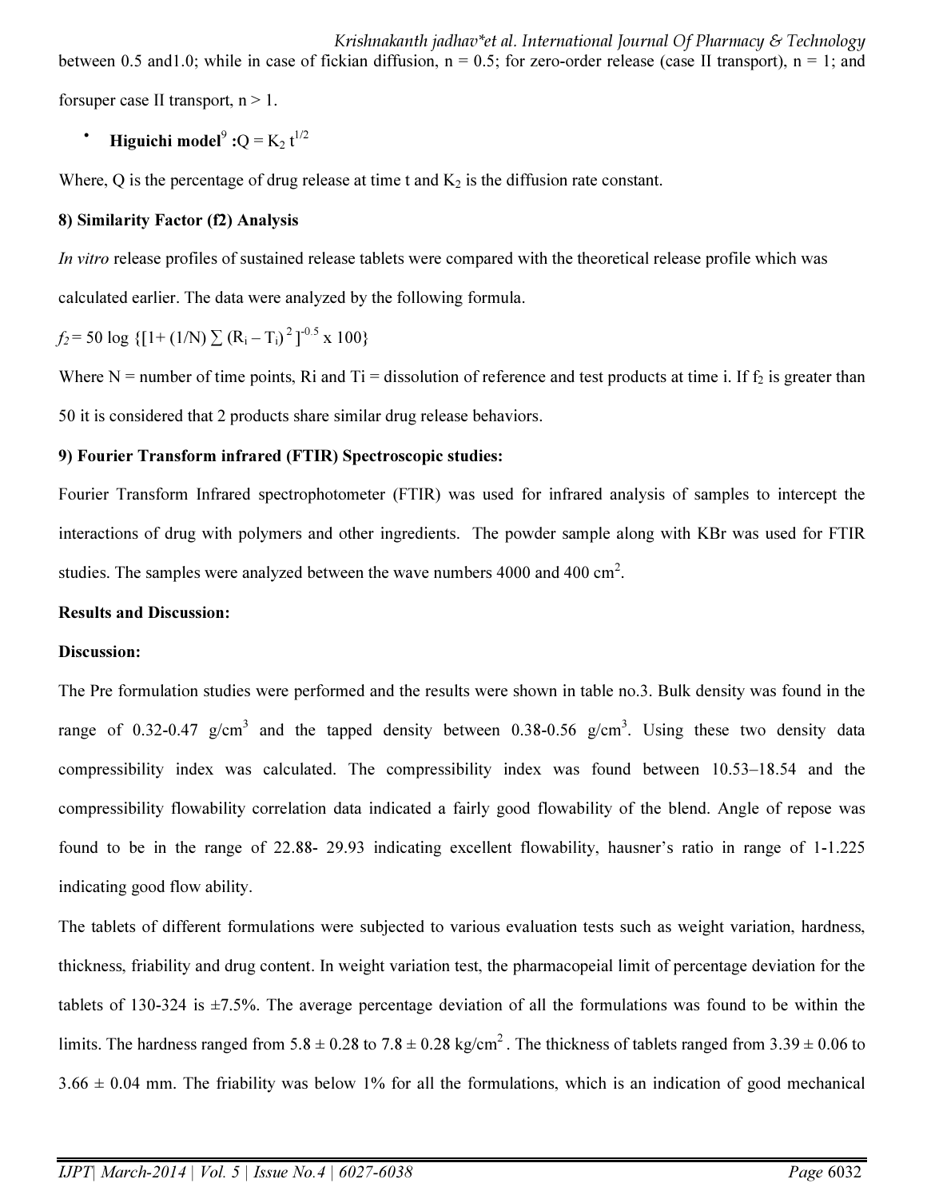between 0.5 and1.0; while in case of fickian diffusion, $n = 0.5$; for zero-order release (case II transport), $n = 1$; and forsuper case II transport, $n > 1$.

- **Higuichi model**[9] **:** $Q = K_2\, t^{1/2}$

Where, Q is the percentage of drug release at time t and $K_2$ is the diffusion rate constant.

**8) Similarity Factor (f2) Analysis**

*In vitro* release profiles of sustained release tablets were compared with the theoretical release profile which was calculated earlier. The data were analyzed by the following formula.

$$f_2 = 50 \log \{[1 + (1/N) \sum (R_i - T_i)^2]^{-0.5} \times 100\}$$

Where N = number of time points, Ri and Ti = dissolution of reference and test products at time i. If $f_2$ is greater than 50 it is considered that 2 products share similar drug release behaviors.

**9) Fourier Transform infrared (FTIR) Spectroscopic studies:**

Fourier Transform Infrared spectrophotometer (FTIR) was used for infrared analysis of samples to intercept the interactions of drug with polymers and other ingredients. The powder sample along with KBr was used for FTIR studies. The samples were analyzed between the wave numbers 4000 and 400 $cm^2$.

**Results and Discussion:**

**Discussion:**

The Pre formulation studies were performed and the results were shown in table no.3. Bulk density was found in the range of 0.32-0.47 $g/cm^3$ and the tapped density between 0.38-0.56 $g/cm^3$. Using these two density data compressibility index was calculated. The compressibility index was found between 10.53–18.54 and the compressibility flowability correlation data indicated a fairly good flowability of the blend. Angle of repose was found to be in the range of 22.88- 29.93 indicating excellent flowability, hausner's ratio in range of 1-1.225 indicating good flow ability.

The tablets of different formulations were subjected to various evaluation tests such as weight variation, hardness, thickness, friability and drug content. In weight variation test, the pharmacopeial limit of percentage deviation for the tablets of 130-324 is ±7.5%. The average percentage deviation of all the formulations was found to be within the limits. The hardness ranged from 5.8 ± 0.28 to 7.8 ± 0.28 $kg/cm^2$. The thickness of tablets ranged from 3.39 ± 0.06 to 3.66 ± 0.04 mm. The friability was below 1% for all the formulations, which is an indication of good mechanical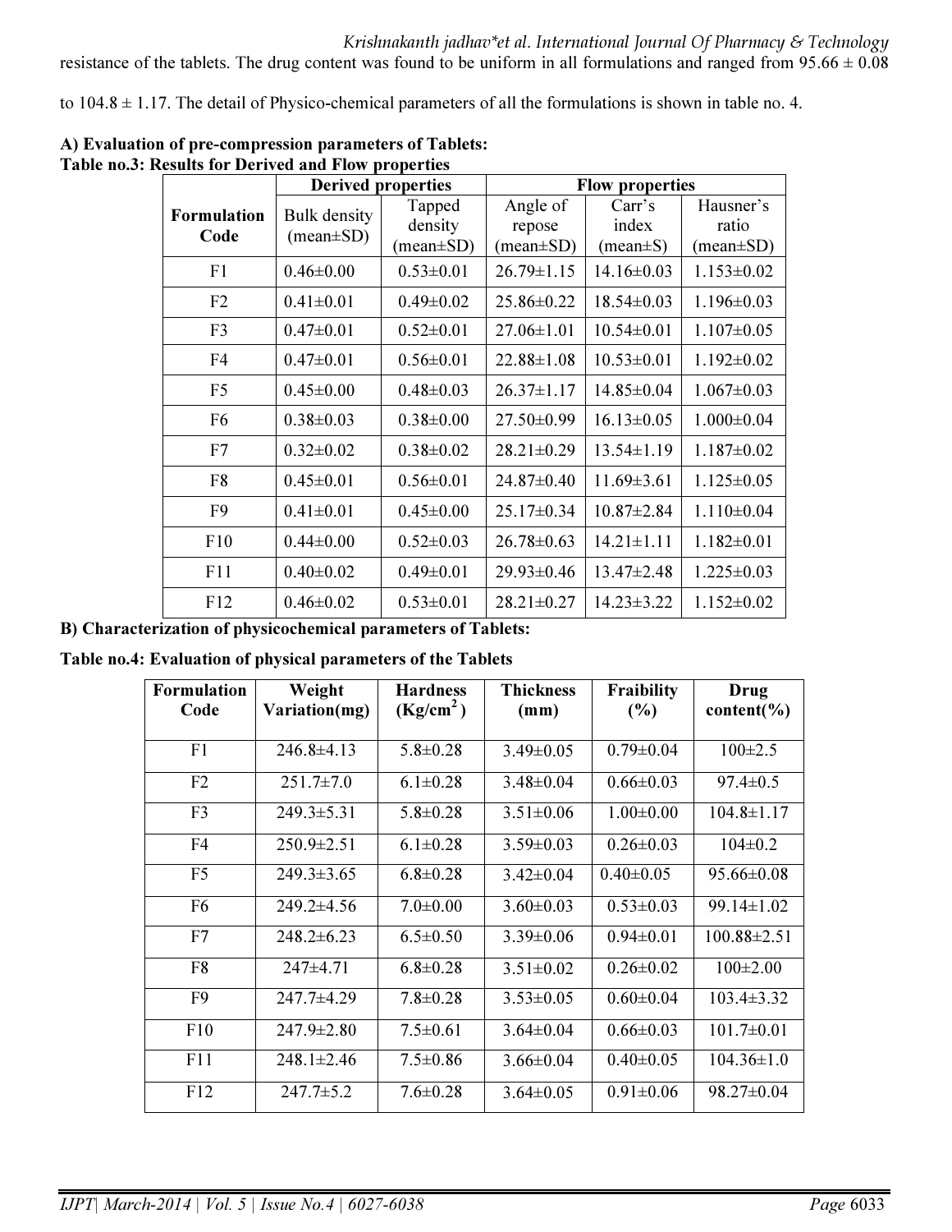resistance of the tablets. The drug content was found to be uniform in all formulations and ranged from 95.66 ± 0.08 to 104.8 ± 1.17. The detail of Physico-chemical parameters of all the formulations is shown in table no. 4.

**A) Evaluation of pre-compression parameters of Tablets:**

**Table no.3: Results for Derived and Flow properties**

| Formulation Code | Derived properties | | Flow properties | | |
|---|---|---|---|---|---|
| | Bulk density (mean±SD) | Tapped density (mean±SD) | Angle of repose (mean±SD) | Carr's index (mean±S) | Hausner's ratio (mean±SD) |
| F1 | 0.46±0.00 | 0.53±0.01 | 26.79±1.15 | 14.16±0.03 | 1.153±0.02 |
| F2 | 0.41±0.01 | 0.49±0.02 | 25.86±0.22 | 18.54±0.03 | 1.196±0.03 |
| F3 | 0.47±0.01 | 0.52±0.01 | 27.06±1.01 | 10.54±0.01 | 1.107±0.05 |
| F4 | 0.47±0.01 | 0.56±0.01 | 22.88±1.08 | 10.53±0.01 | 1.192±0.02 |
| F5 | 0.45±0.00 | 0.48±0.03 | 26.37±1.17 | 14.85±0.04 | 1.067±0.03 |
| F6 | 0.38±0.03 | 0.38±0.00 | 27.50±0.99 | 16.13±0.05 | 1.000±0.04 |
| F7 | 0.32±0.02 | 0.38±0.02 | 28.21±0.29 | 13.54±1.19 | 1.187±0.02 |
| F8 | 0.45±0.01 | 0.56±0.01 | 24.87±0.40 | 11.69±3.61 | 1.125±0.05 |
| F9 | 0.41±0.01 | 0.45±0.00 | 25.17±0.34 | 10.87±2.84 | 1.110±0.04 |
| F10 | 0.44±0.00 | 0.52±0.03 | 26.78±0.63 | 14.21±1.11 | 1.182±0.01 |
| F11 | 0.40±0.02 | 0.49±0.01 | 29.93±0.46 | 13.47±2.48 | 1.225±0.03 |
| F12 | 0.46±0.02 | 0.53±0.01 | 28.21±0.27 | 14.23±3.22 | 1.152±0.02 |

**B) Characterization of physicochemical parameters of Tablets:**

**Table no.4: Evaluation of physical parameters of the Tablets**

| Formulation Code | Weight Variation(mg) | Hardness ($Kg/cm^2$) | Thickness (mm) | Fraibility (%) | Drug content(%) |
|---|---|---|---|---|---|
| F1 | 246.8±4.13 | 5.8±0.28 | 3.49±0.05 | 0.79±0.04 | 100±2.5 |
| F2 | 251.7±7.0 | 6.1±0.28 | 3.48±0.04 | 0.66±0.03 | 97.4±0.5 |
| F3 | 249.3±5.31 | 5.8±0.28 | 3.51±0.06 | 1.00±0.00 | 104.8±1.17 |
| F4 | 250.9±2.51 | 6.1±0.28 | 3.59±0.03 | 0.26±0.03 | 104±0.2 |
| F5 | 249.3±3.65 | 6.8±0.28 | 3.42±0.04 | 0.40±0.05 | 95.66±0.08 |
| F6 | 249.2±4.56 | 7.0±0.00 | 3.60±0.03 | 0.53±0.03 | 99.14±1.02 |
| F7 | 248.2±6.23 | 6.5±0.50 | 3.39±0.06 | 0.94±0.01 | 100.88±2.51 |
| F8 | 247±4.71 | 6.8±0.28 | 3.51±0.02 | 0.26±0.02 | 100±2.00 |
| F9 | 247.7±4.29 | 7.8±0.28 | 3.53±0.05 | 0.60±0.04 | 103.4±3.32 |
| F10 | 247.9±2.80 | 7.5±0.61 | 3.64±0.04 | 0.66±0.03 | 101.7±0.01 |
| F11 | 248.1±2.46 | 7.5±0.86 | 3.66±0.04 | 0.40±0.05 | 104.36±1.0 |
| F12 | 247.7±5.2 | 7.6±0.28 | 3.64±0.05 | 0.91±0.06 | 98.27±0.04 |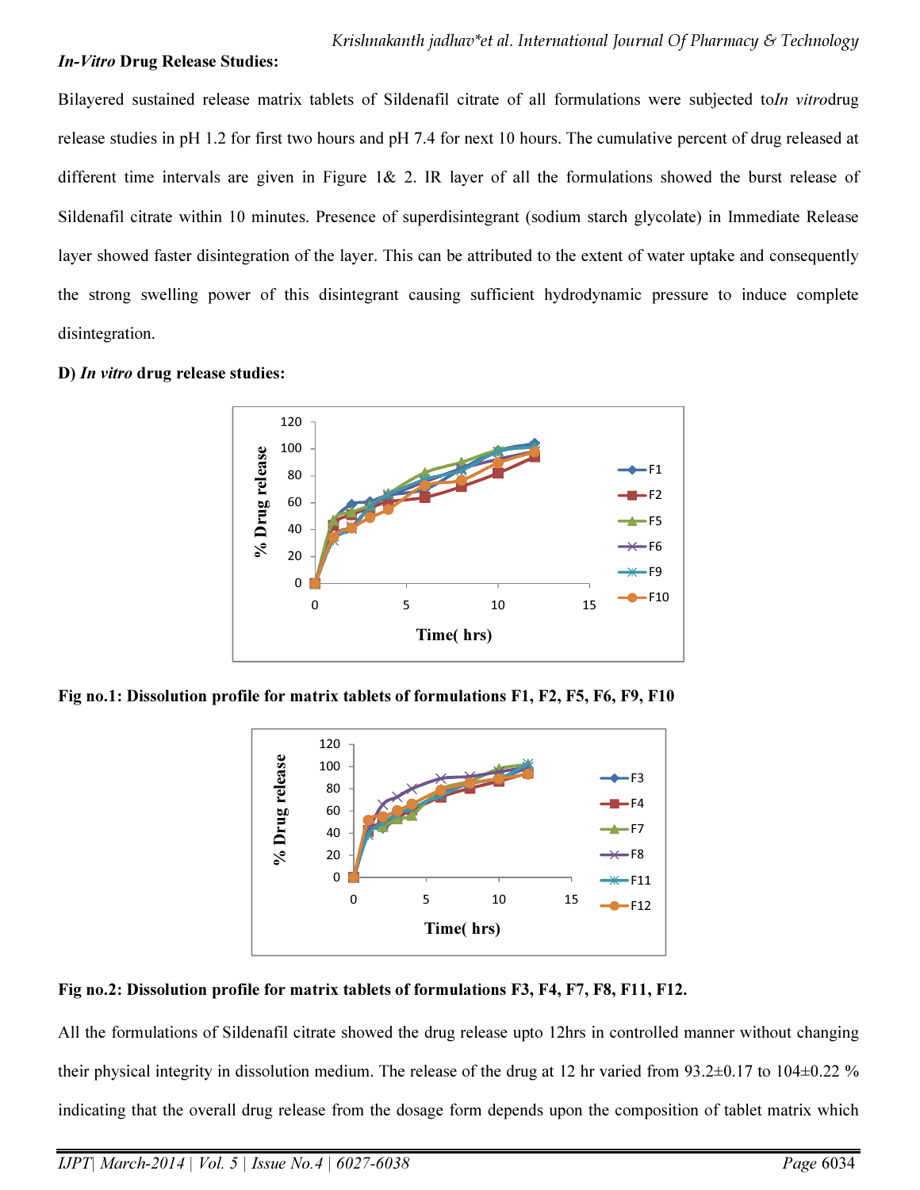***In-Vitro* Drug Release Studies:**

Bilayered sustained release matrix tablets of Sildenafil citrate of all formulations were subjected to*In vitro*drug release studies in pH 1.2 for first two hours and pH 7.4 for next 10 hours. The cumulative percent of drug released at different time intervals are given in Figure 1& 2. IR layer of all the formulations showed the burst release of Sildenafil citrate within 10 minutes. Presence of superdisintegrant (sodium starch glycolate) in Immediate Release layer showed faster disintegration of the layer. This can be attributed to the extent of water uptake and consequently the strong swelling power of this disintegrant causing sufficient hydrodynamic pressure to induce complete disintegration.

**D) *In vitro* drug release studies:**

**Fig no.1: Dissolution profile for matrix tablets of formulations F1, F2, F5, F6, F9, F10**

**Fig no.2: Dissolution profile for matrix tablets of formulations F3, F4, F7, F8, F11, F12.**

All the formulations of Sildenafil citrate showed the drug release upto 12hrs in controlled manner without changing their physical integrity in dissolution medium. The release of the drug at 12 hr varied from 93.2±0.17 to 104±0.22 % indicating that the overall drug release from the dosage form depends upon the composition of tablet matrix which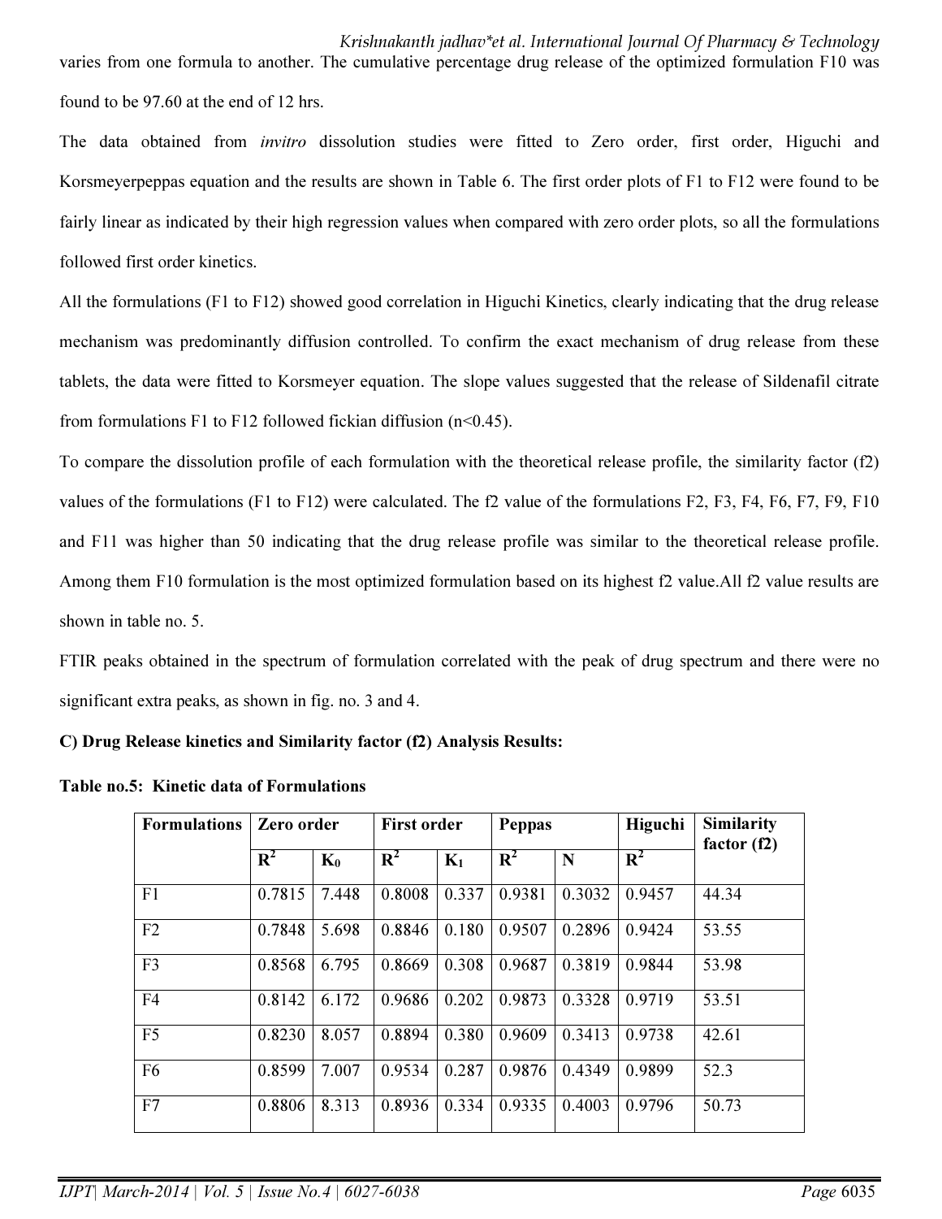varies from one formula to another. The cumulative percentage drug release of the optimized formulation F10 was found to be 97.60 at the end of 12 hrs.

The data obtained from *invitro* dissolution studies were fitted to Zero order, first order, Higuchi and Korsmeyerpeppas equation and the results are shown in Table 6. The first order plots of F1 to F12 were found to be fairly linear as indicated by their high regression values when compared with zero order plots, so all the formulations followed first order kinetics.

All the formulations (F1 to F12) showed good correlation in Higuchi Kinetics, clearly indicating that the drug release mechanism was predominantly diffusion controlled. To confirm the exact mechanism of drug release from these tablets, the data were fitted to Korsmeyer equation. The slope values suggested that the release of Sildenafil citrate from formulations F1 to F12 followed fickian diffusion ($n<0.45$).

To compare the dissolution profile of each formulation with the theoretical release profile, the similarity factor (f2) values of the formulations (F1 to F12) were calculated. The f2 value of the formulations F2, F3, F4, F6, F7, F9, F10 and F11 was higher than 50 indicating that the drug release profile was similar to the theoretical release profile. Among them F10 formulation is the most optimized formulation based on its highest f2 value.All f2 value results are shown in table no. 5.

FTIR peaks obtained in the spectrum of formulation correlated with the peak of drug spectrum and there were no significant extra peaks, as shown in fig. no. 3 and 4.

**C) Drug Release kinetics and Similarity factor (f2) Analysis Results:**

**Table no.5: Kinetic data of Formulations**

| Formulations | Zero order | | First order | | Peppas | | Higuchi | Similarity factor (f2) |
|---|---|---|---|---|---|---|---|---|
| | $R^2$ | $K_0$ | $R^2$ | $K_1$ | $R^2$ | N | $R^2$ | |
| F1 | 0.7815 | 7.448 | 0.8008 | 0.337 | 0.9381 | 0.3032 | 0.9457 | 44.34 |
| F2 | 0.7848 | 5.698 | 0.8846 | 0.180 | 0.9507 | 0.2896 | 0.9424 | 53.55 |
| F3 | 0.8568 | 6.795 | 0.8669 | 0.308 | 0.9687 | 0.3819 | 0.9844 | 53.98 |
| F4 | 0.8142 | 6.172 | 0.9686 | 0.202 | 0.9873 | 0.3328 | 0.9719 | 53.51 |
| F5 | 0.8230 | 8.057 | 0.8894 | 0.380 | 0.9609 | 0.3413 | 0.9738 | 42.61 |
| F6 | 0.8599 | 7.007 | 0.9534 | 0.287 | 0.9876 | 0.4349 | 0.9899 | 52.3 |
| F7 | 0.8806 | 8.313 | 0.8936 | 0.334 | 0.9335 | 0.4003 | 0.9796 | 50.73 |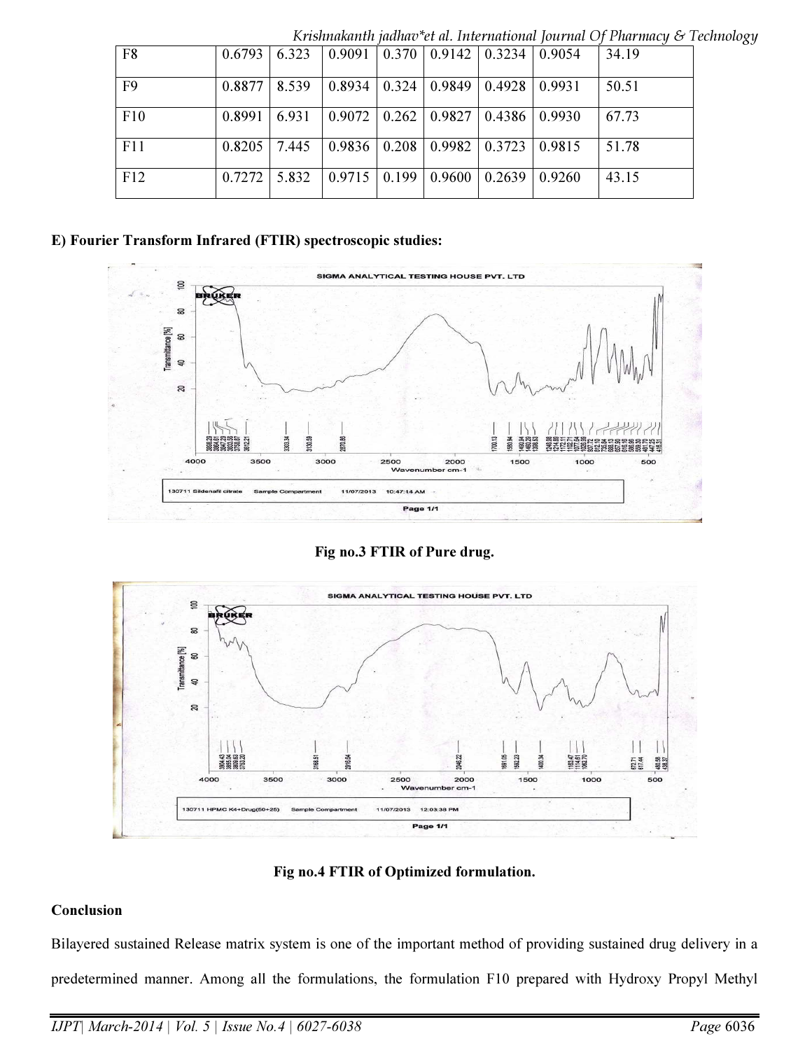| F8 | 0.6793 | 6.323 | 0.9091 | 0.370 | 0.9142 | 0.3234 | 0.9054 | 34.19 |
|---|---|---|---|---|---|---|---|---|
| F9 | 0.8877 | 8.539 | 0.8934 | 0.324 | 0.9849 | 0.4928 | 0.9931 | 50.51 |
| F10 | 0.8991 | 6.931 | 0.9072 | 0.262 | 0.9827 | 0.4386 | 0.9930 | 67.73 |
| F11 | 0.8205 | 7.445 | 0.9836 | 0.208 | 0.9982 | 0.3723 | 0.9815 | 51.78 |
| F12 | 0.7272 | 5.832 | 0.9715 | 0.199 | 0.9600 | 0.2639 | 0.9260 | 43.15 |

**E) Fourier Transform Infrared (FTIR) spectroscopic studies:**

**Fig no.3 FTIR of Pure drug.**

**Fig no.4 FTIR of Optimized formulation.**

**Conclusion**

Bilayered sustained Release matrix system is one of the important method of providing sustained drug delivery in a predetermined manner. Among all the formulations, the formulation F10 prepared with Hydroxy Propyl Methyl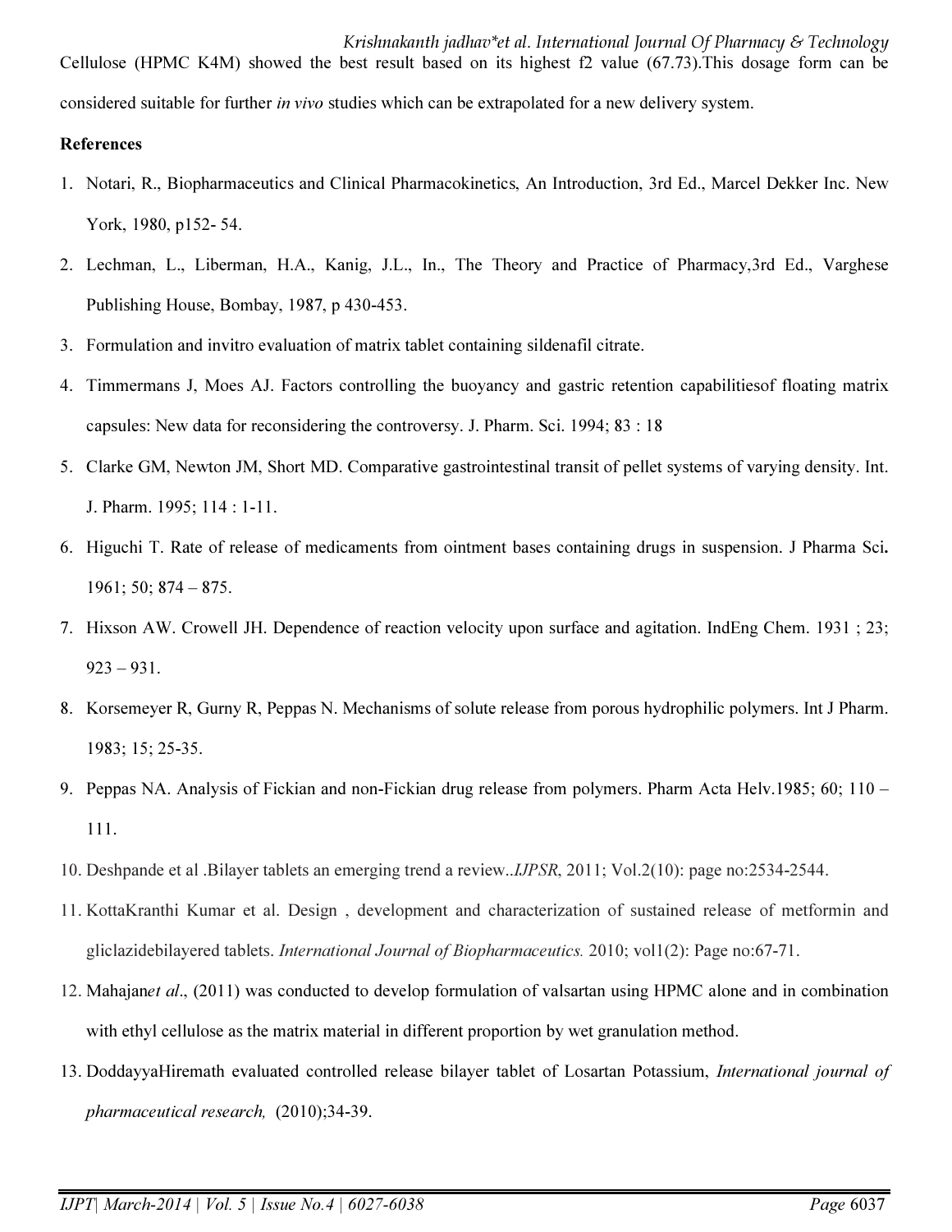Cellulose (HPMC K4M) showed the best result based on its highest f2 value (67.73).This dosage form can be considered suitable for further *in vivo* studies which can be extrapolated for a new delivery system.

**References**

1. Notari, R., Biopharmaceutics and Clinical Pharmacokinetics, An Introduction, 3rd Ed., Marcel Dekker Inc. New York, 1980, p152- 54.
2. Lechman, L., Liberman, H.A., Kanig, J.L., In., The Theory and Practice of Pharmacy,3rd Ed., Varghese Publishing House, Bombay, 1987, p 430-453.
3. Formulation and invitro evaluation of matrix tablet containing sildenafil citrate.
4. Timmermans J, Moes AJ. Factors controlling the buoyancy and gastric retention capabilitiesof floating matrix capsules: New data for reconsidering the controversy. J. Pharm. Sci. 1994; 83 : 18
5. Clarke GM, Newton JM, Short MD. Comparative gastrointestinal transit of pellet systems of varying density. Int. J. Pharm. 1995; 114 : 1-11.
6. Higuchi T. Rate of release of medicaments from ointment bases containing drugs in suspension. J Pharma Sci**.** 1961; 50; 874 – 875.
7. Hixson AW. Crowell JH. Dependence of reaction velocity upon surface and agitation. IndEng Chem. 1931 ; 23; 923 – 931.
8. Korsemeyer R, Gurny R, Peppas N. Mechanisms of solute release from porous hydrophilic polymers. Int J Pharm. 1983; 15; 25-35.
9. Peppas NA. Analysis of Fickian and non-Fickian drug release from polymers. Pharm Acta Helv.1985; 60; 110 – 111.
10. Deshpande et al .Bilayer tablets an emerging trend a review..*IJPSR*, 2011; Vol.2(10): page no:2534-2544.
11. KottaKranthi Kumar et al. Design , development and characterization of sustained release of metformin and gliclazidebilayered tablets. *International Journal of Biopharmaceutics.* 2010; vol1(2): Page no:67-71.
12. Mahajan*et al*., (2011) was conducted to develop formulation of valsartan using HPMC alone and in combination with ethyl cellulose as the matrix material in different proportion by wet granulation method.
13. DoddayyaHiremath evaluated controlled release bilayer tablet of Losartan Potassium, *International journal of pharmaceutical research,* (2010);34-39.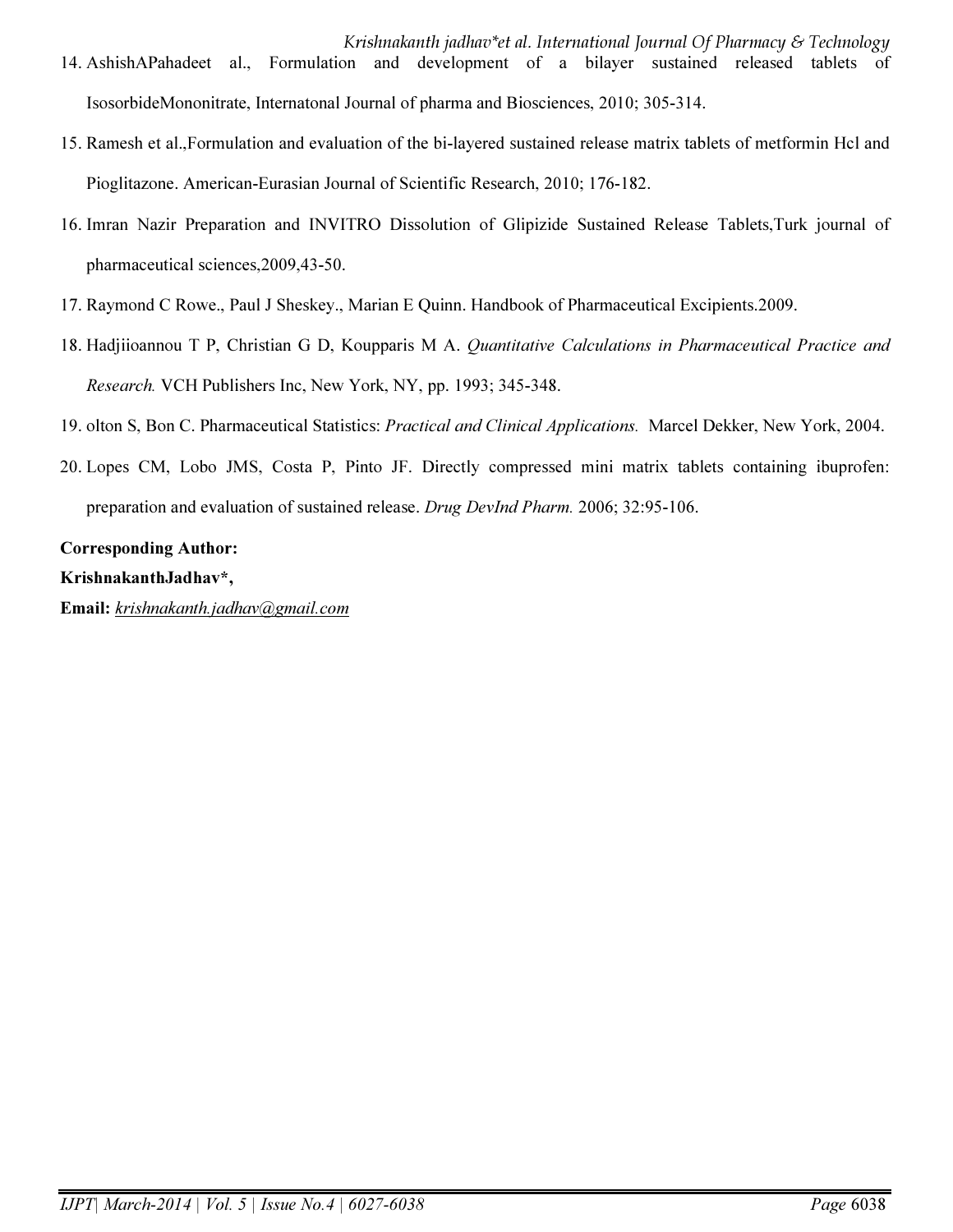14. AshishAPahadeet al., Formulation and development of a bilayer sustained released tablets of IsosorbideMononitrate, Internatonal Journal of pharma and Biosciences, 2010; 305-314.
15. Ramesh et al.,Formulation and evaluation of the bi-layered sustained release matrix tablets of metformin Hcl and Pioglitazone. American-Eurasian Journal of Scientific Research, 2010; 176-182.
16. Imran Nazir Preparation and INVITRO Dissolution of Glipizide Sustained Release Tablets,Turk journal of pharmaceutical sciences,2009,43-50.
17. Raymond C Rowe., Paul J Sheskey., Marian E Quinn. Handbook of Pharmaceutical Excipients.2009.
18. Hadjiioannou T P, Christian G D, Koupparis M A. *Quantitative Calculations in Pharmaceutical Practice and Research.* VCH Publishers Inc, New York, NY, pp. 1993; 345-348.
19. olton S, Bon C. Pharmaceutical Statistics: *Practical and Clinical Applications.* Marcel Dekker, New York, 2004.
20. Lopes CM, Lobo JMS, Costa P, Pinto JF. Directly compressed mini matrix tablets containing ibuprofen: preparation and evaluation of sustained release. *Drug DevInd Pharm.* 2006; 32:95-106.

**Corresponding Author:**

**KrishnakanthJadhav*,**

**Email:** krishnakanth.jadhav@gmail.com